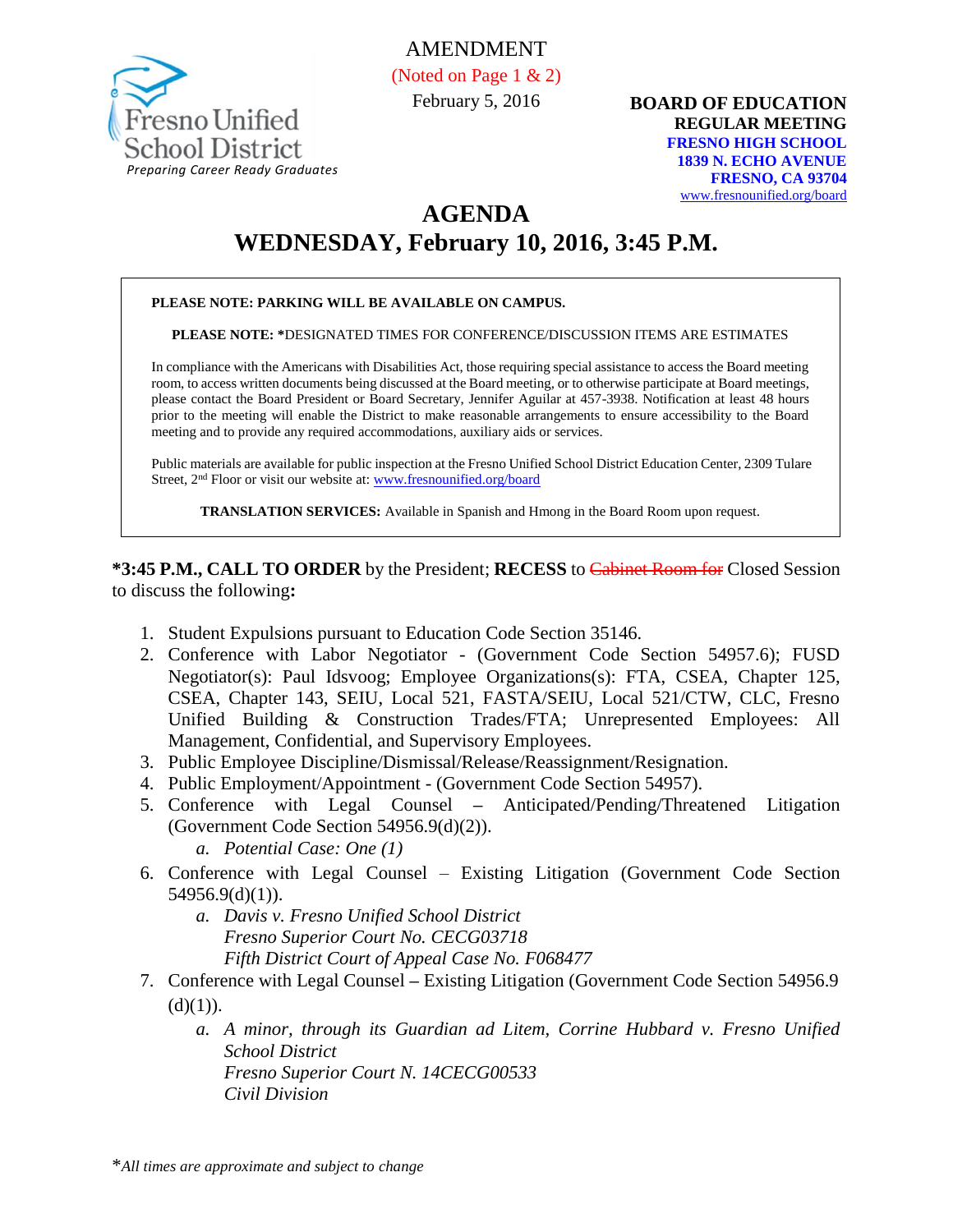Fresno Unified School District
*Preparing Career Ready Graduates*

AMENDMENT
(Noted on Page 1 & 2)
February 5, 2016

**BOARD OF EDUCATION**
**REGULAR MEETING**
**FRESNO HIGH SCHOOL**
**1839 N. ECHO AVENUE**
**FRESNO, CA 93704**
www.fresnounified.org/board

# AGENDA
# WEDNESDAY, February 10, 2016, 3:45 P.M.

**PLEASE NOTE: PARKING WILL BE AVAILABLE ON CAMPUS.**

**PLEASE NOTE: ***DESIGNATED TIMES FOR CONFERENCE/DISCUSSION ITEMS ARE ESTIMATES

In compliance with the Americans with Disabilities Act, those requiring special assistance to access the Board meeting room, to access written documents being discussed at the Board meeting, or to otherwise participate at Board meetings, please contact the Board President or Board Secretary, Jennifer Aguilar at 457-3938. Notification at least 48 hours prior to the meeting will enable the District to make reasonable arrangements to ensure accessibility to the Board meeting and to provide any required accommodations, auxiliary aids or services.

Public materials are available for public inspection at the Fresno Unified School District Education Center, 2309 Tulare Street, 2nd Floor or visit our website at: www.fresnounified.org/board

**TRANSLATION SERVICES:** Available in Spanish and Hmong in the Board Room upon request.

***3:45 P.M., CALL TO ORDER** by the President; **RECESS** to ~~Cabinet Room for~~ Closed Session to discuss the following**:**

1. Student Expulsions pursuant to Education Code Section 35146.
2. Conference with Labor Negotiator - (Government Code Section 54957.6); FUSD Negotiator(s): Paul Idsvoog; Employee Organizations(s): FTA, CSEA, Chapter 125, CSEA, Chapter 143, SEIU, Local 521, FASTA/SEIU, Local 521/CTW, CLC, Fresno Unified Building & Construction Trades/FTA; Unrepresented Employees: All Management, Confidential, and Supervisory Employees.
3. Public Employee Discipline/Dismissal/Release/Reassignment/Resignation.
4. Public Employment/Appointment - (Government Code Section 54957).
5. Conference with Legal Counsel – Anticipated/Pending/Threatened Litigation (Government Code Section 54956.9(d)(2)).
   a. *Potential Case: One (1)*
6. Conference with Legal Counsel – Existing Litigation (Government Code Section 54956.9(d)(1)).
   a. *Davis v. Fresno Unified School District*
      *Fresno Superior Court No. CECG03718*
      *Fifth District Court of Appeal Case No. F068477*
7. Conference with Legal Counsel – Existing Litigation (Government Code Section 54956.9 (d)(1)).
   a. *A minor, through its Guardian ad Litem, Corrine Hubbard v. Fresno Unified School District*
      *Fresno Superior Court N. 14CECG00533*
      *Civil Division*

**All times are approximate and subject to change*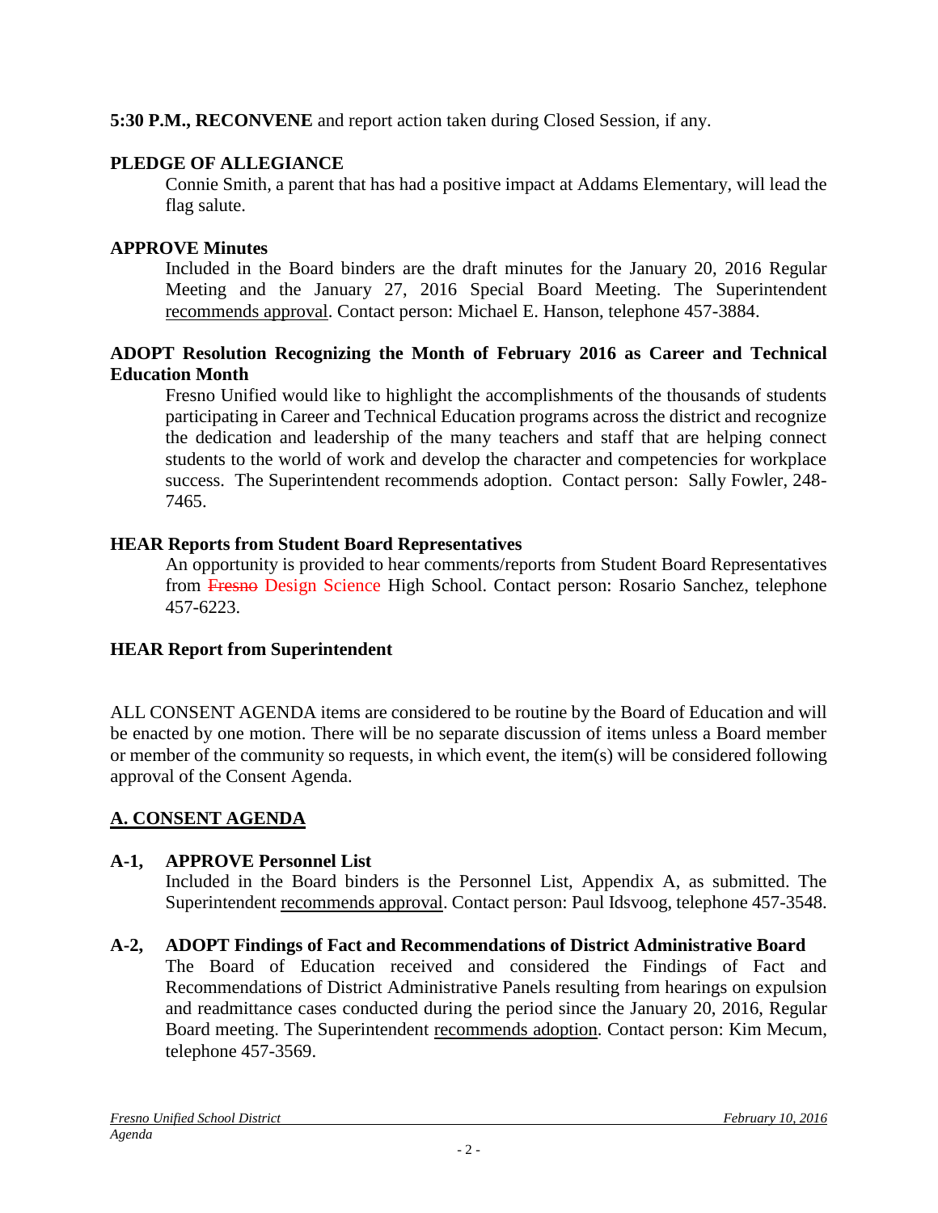**5:30 P.M., RECONVENE** and report action taken during Closed Session, if any.

**PLEDGE OF ALLEGIANCE**

Connie Smith, a parent that has had a positive impact at Addams Elementary, will lead the flag salute.

**APPROVE Minutes**

Included in the Board binders are the draft minutes for the January 20, 2016 Regular Meeting and the January 27, 2016 Special Board Meeting. The Superintendent recommends approval. Contact person: Michael E. Hanson, telephone 457-3884.

**ADOPT Resolution Recognizing the Month of February 2016 as Career and Technical Education Month**

Fresno Unified would like to highlight the accomplishments of the thousands of students participating in Career and Technical Education programs across the district and recognize the dedication and leadership of the many teachers and staff that are helping connect students to the world of work and develop the character and competencies for workplace success. The Superintendent recommends adoption. Contact person: Sally Fowler, 248-7465.

**HEAR Reports from Student Board Representatives**

An opportunity is provided to hear comments/reports from Student Board Representatives from ~~Fresno~~ Design Science High School. Contact person: Rosario Sanchez, telephone 457-6223.

**HEAR Report from Superintendent**

ALL CONSENT AGENDA items are considered to be routine by the Board of Education and will be enacted by one motion. There will be no separate discussion of items unless a Board member or member of the community so requests, in which event, the item(s) will be considered following approval of the Consent Agenda.

## A. CONSENT AGENDA

**A-1, APPROVE Personnel List**

Included in the Board binders is the Personnel List, Appendix A, as submitted. The Superintendent recommends approval. Contact person: Paul Idsvoog, telephone 457-3548.

**A-2, ADOPT Findings of Fact and Recommendations of District Administrative Board**

The Board of Education received and considered the Findings of Fact and Recommendations of District Administrative Panels resulting from hearings on expulsion and readmittance cases conducted during the period since the January 20, 2016, Regular Board meeting. The Superintendent recommends adoption. Contact person: Kim Mecum, telephone 457-3569.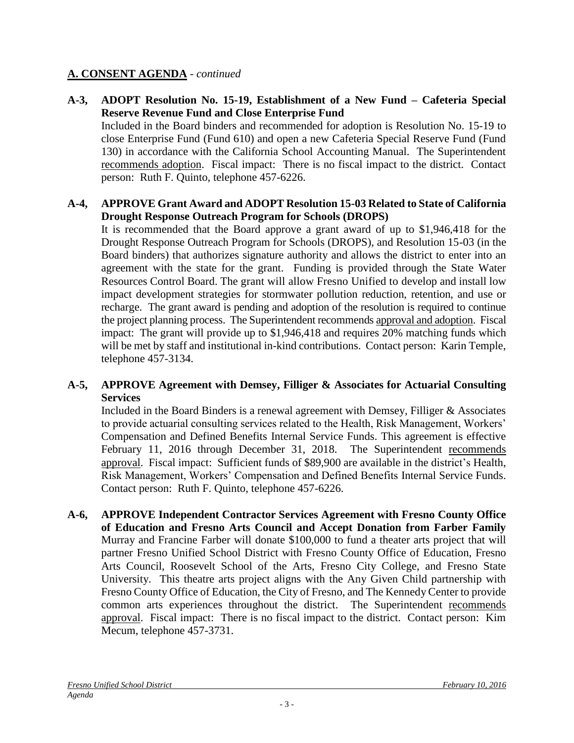## A. CONSENT AGENDA - *continued*

**A-3, ADOPT Resolution No. 15-19, Establishment of a New Fund – Cafeteria Special Reserve Revenue Fund and Close Enterprise Fund**

Included in the Board binders and recommended for adoption is Resolution No. 15-19 to close Enterprise Fund (Fund 610) and open a new Cafeteria Special Reserve Fund (Fund 130) in accordance with the California School Accounting Manual. The Superintendent recommends adoption. Fiscal impact: There is no fiscal impact to the district. Contact person: Ruth F. Quinto, telephone 457-6226.

**A-4, APPROVE Grant Award and ADOPT Resolution 15-03 Related to State of California Drought Response Outreach Program for Schools (DROPS)**

It is recommended that the Board approve a grant award of up to $1,946,418 for the Drought Response Outreach Program for Schools (DROPS), and Resolution 15-03 (in the Board binders) that authorizes signature authority and allows the district to enter into an agreement with the state for the grant. Funding is provided through the State Water Resources Control Board. The grant will allow Fresno Unified to develop and install low impact development strategies for stormwater pollution reduction, retention, and use or recharge. The grant award is pending and adoption of the resolution is required to continue the project planning process. The Superintendent recommends approval and adoption. Fiscal impact: The grant will provide up to $1,946,418 and requires 20% matching funds which will be met by staff and institutional in-kind contributions. Contact person: Karin Temple, telephone 457-3134.

**A-5, APPROVE Agreement with Demsey, Filliger & Associates for Actuarial Consulting Services**

Included in the Board Binders is a renewal agreement with Demsey, Filliger & Associates to provide actuarial consulting services related to the Health, Risk Management, Workers' Compensation and Defined Benefits Internal Service Funds. This agreement is effective February 11, 2016 through December 31, 2018. The Superintendent recommends approval. Fiscal impact: Sufficient funds of $89,900 are available in the district's Health, Risk Management, Workers' Compensation and Defined Benefits Internal Service Funds. Contact person: Ruth F. Quinto, telephone 457-6226.

**A-6, APPROVE Independent Contractor Services Agreement with Fresno County Office of Education and Fresno Arts Council and Accept Donation from Farber Family**

Murray and Francine Farber will donate $100,000 to fund a theater arts project that will partner Fresno Unified School District with Fresno County Office of Education, Fresno Arts Council, Roosevelt School of the Arts, Fresno City College, and Fresno State University. This theatre arts project aligns with the Any Given Child partnership with Fresno County Office of Education, the City of Fresno, and The Kennedy Center to provide common arts experiences throughout the district. The Superintendent recommends approval. Fiscal impact: There is no fiscal impact to the district. Contact person: Kim Mecum, telephone 457-3731.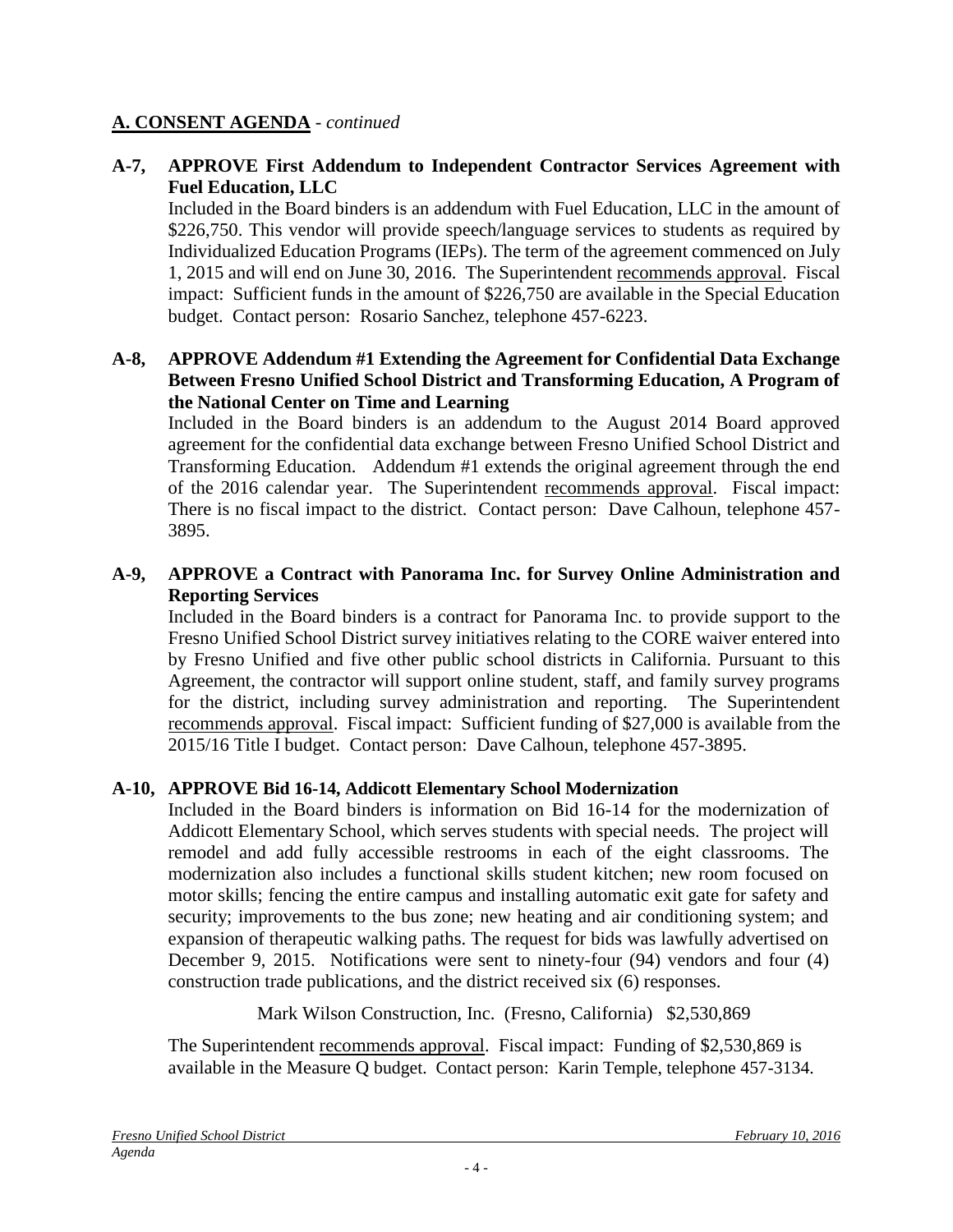## A. CONSENT AGENDA - *continued*

**A-7, APPROVE First Addendum to Independent Contractor Services Agreement with Fuel Education, LLC**

Included in the Board binders is an addendum with Fuel Education, LLC in the amount of $226,750. This vendor will provide speech/language services to students as required by Individualized Education Programs (IEPs). The term of the agreement commenced on July 1, 2015 and will end on June 30, 2016. The Superintendent recommends approval. Fiscal impact: Sufficient funds in the amount of $226,750 are available in the Special Education budget. Contact person: Rosario Sanchez, telephone 457-6223.

**A-8, APPROVE Addendum #1 Extending the Agreement for Confidential Data Exchange Between Fresno Unified School District and Transforming Education, A Program of the National Center on Time and Learning**

Included in the Board binders is an addendum to the August 2014 Board approved agreement for the confidential data exchange between Fresno Unified School District and Transforming Education. Addendum #1 extends the original agreement through the end of the 2016 calendar year. The Superintendent recommends approval. Fiscal impact: There is no fiscal impact to the district. Contact person: Dave Calhoun, telephone 457-3895.

**A-9, APPROVE a Contract with Panorama Inc. for Survey Online Administration and Reporting Services**

Included in the Board binders is a contract for Panorama Inc. to provide support to the Fresno Unified School District survey initiatives relating to the CORE waiver entered into by Fresno Unified and five other public school districts in California. Pursuant to this Agreement, the contractor will support online student, staff, and family survey programs for the district, including survey administration and reporting. The Superintendent recommends approval. Fiscal impact: Sufficient funding of $27,000 is available from the 2015/16 Title I budget. Contact person: Dave Calhoun, telephone 457-3895.

**A-10, APPROVE Bid 16-14, Addicott Elementary School Modernization**

Included in the Board binders is information on Bid 16-14 for the modernization of Addicott Elementary School, which serves students with special needs. The project will remodel and add fully accessible restrooms in each of the eight classrooms. The modernization also includes a functional skills student kitchen; new room focused on motor skills; fencing the entire campus and installing automatic exit gate for safety and security; improvements to the bus zone; new heating and air conditioning system; and expansion of therapeutic walking paths. The request for bids was lawfully advertised on December 9, 2015. Notifications were sent to ninety-four (94) vendors and four (4) construction trade publications, and the district received six (6) responses.

Mark Wilson Construction, Inc. (Fresno, California) $2,530,869

The Superintendent recommends approval. Fiscal impact: Funding of $2,530,869 is available in the Measure Q budget. Contact person: Karin Temple, telephone 457-3134.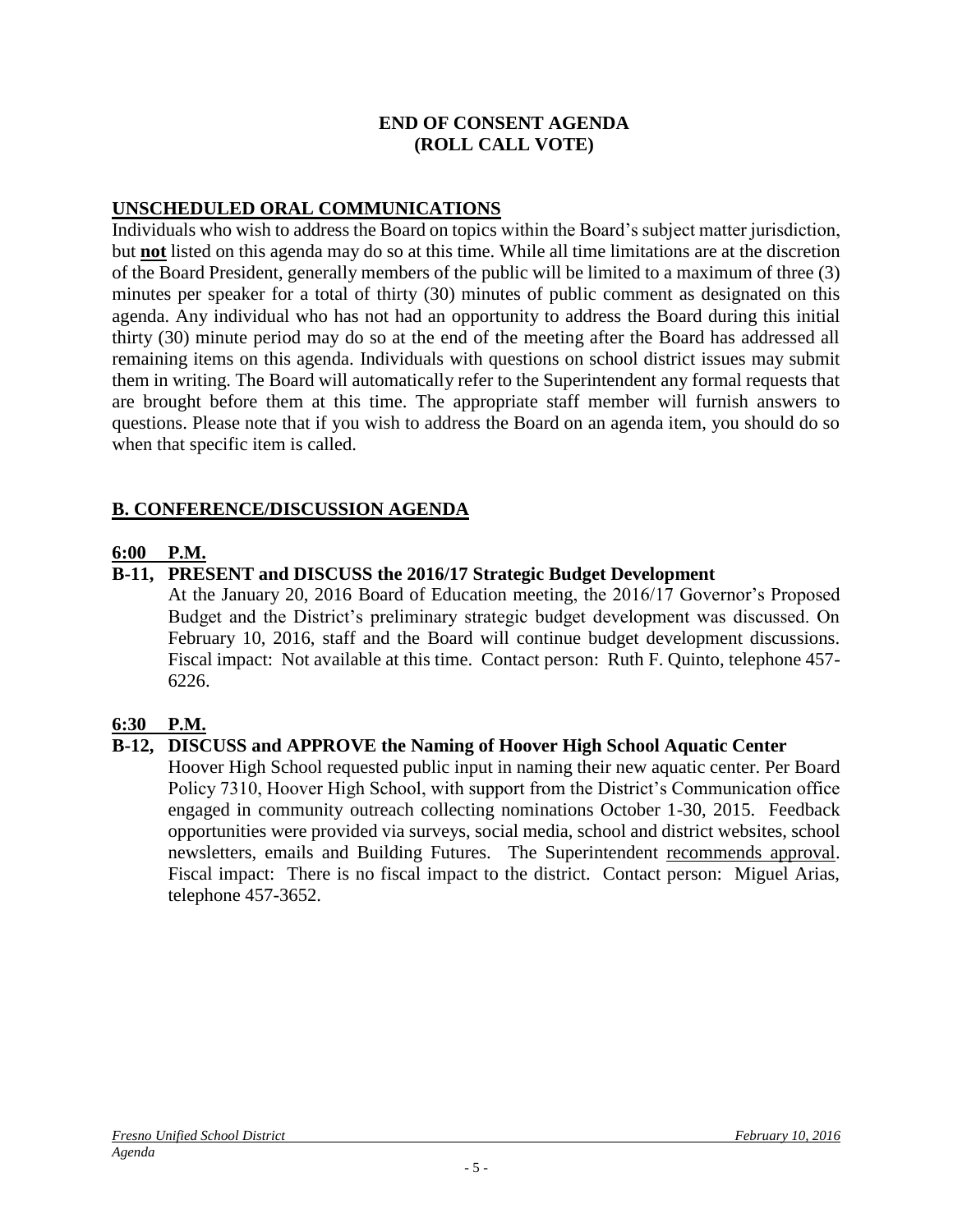**END OF CONSENT AGENDA**
**(ROLL CALL VOTE)**

## UNSCHEDULED ORAL COMMUNICATIONS

Individuals who wish to address the Board on topics within the Board's subject matter jurisdiction, but **not** listed on this agenda may do so at this time. While all time limitations are at the discretion of the Board President, generally members of the public will be limited to a maximum of three (3) minutes per speaker for a total of thirty (30) minutes of public comment as designated on this agenda. Any individual who has not had an opportunity to address the Board during this initial thirty (30) minute period may do so at the end of the meeting after the Board has addressed all remaining items on this agenda. Individuals with questions on school district issues may submit them in writing. The Board will automatically refer to the Superintendent any formal requests that are brought before them at this time. The appropriate staff member will furnish answers to questions. Please note that if you wish to address the Board on an agenda item, you should do so when that specific item is called.

## B. CONFERENCE/DISCUSSION AGENDA

**6:00 P.M.**

**B-11, PRESENT and DISCUSS the 2016/17 Strategic Budget Development**

At the January 20, 2016 Board of Education meeting, the 2016/17 Governor's Proposed Budget and the District's preliminary strategic budget development was discussed. On February 10, 2016, staff and the Board will continue budget development discussions. Fiscal impact: Not available at this time. Contact person: Ruth F. Quinto, telephone 457-6226.

**6:30 P.M.**

**B-12, DISCUSS and APPROVE the Naming of Hoover High School Aquatic Center**

Hoover High School requested public input in naming their new aquatic center. Per Board Policy 7310, Hoover High School, with support from the District's Communication office engaged in community outreach collecting nominations October 1-30, 2015. Feedback opportunities were provided via surveys, social media, school and district websites, school newsletters, emails and Building Futures. The Superintendent recommends approval. Fiscal impact: There is no fiscal impact to the district. Contact person: Miguel Arias, telephone 457-3652.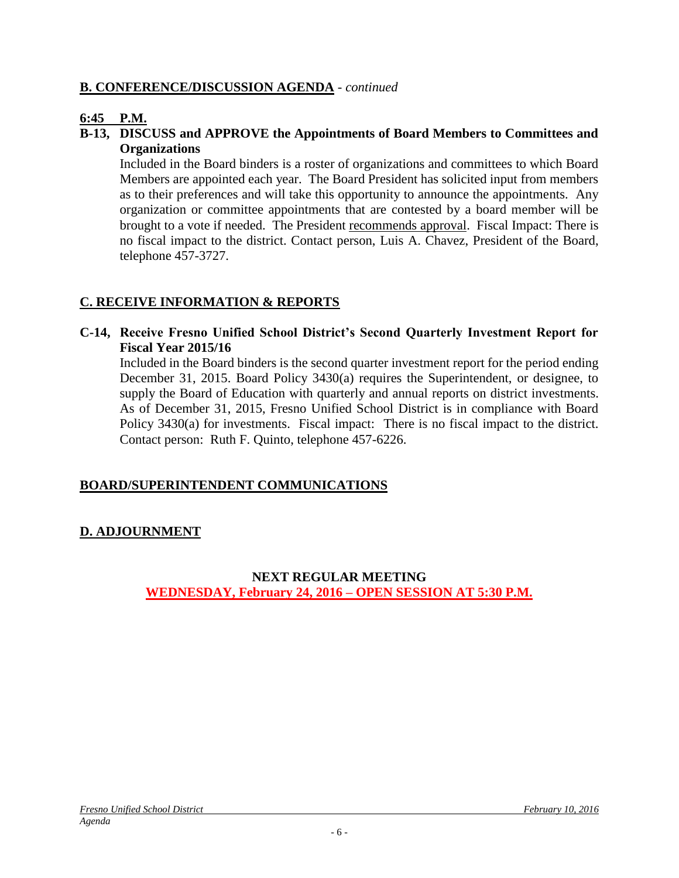## **B. CONFERENCE/DISCUSSION AGENDA** - *continued*

**6:45 P.M.**

**B-13, DISCUSS and APPROVE the Appointments of Board Members to Committees and Organizations**

Included in the Board binders is a roster of organizations and committees to which Board Members are appointed each year. The Board President has solicited input from members as to their preferences and will take this opportunity to announce the appointments. Any organization or committee appointments that are contested by a board member will be brought to a vote if needed. The President recommends approval. Fiscal Impact: There is no fiscal impact to the district. Contact person, Luis A. Chavez, President of the Board, telephone 457-3727.

## **C. RECEIVE INFORMATION & REPORTS**

**C-14, Receive Fresno Unified School District's Second Quarterly Investment Report for Fiscal Year 2015/16**

Included in the Board binders is the second quarter investment report for the period ending December 31, 2015. Board Policy 3430(a) requires the Superintendent, or designee, to supply the Board of Education with quarterly and annual reports on district investments. As of December 31, 2015, Fresno Unified School District is in compliance with Board Policy 3430(a) for investments. Fiscal impact: There is no fiscal impact to the district. Contact person: Ruth F. Quinto, telephone 457-6226.

## **BOARD/SUPERINTENDENT COMMUNICATIONS**

## **D. ADJOURNMENT**

**NEXT REGULAR MEETING**

**WEDNESDAY, February 24, 2016 – OPEN SESSION AT 5:30 P.M.**